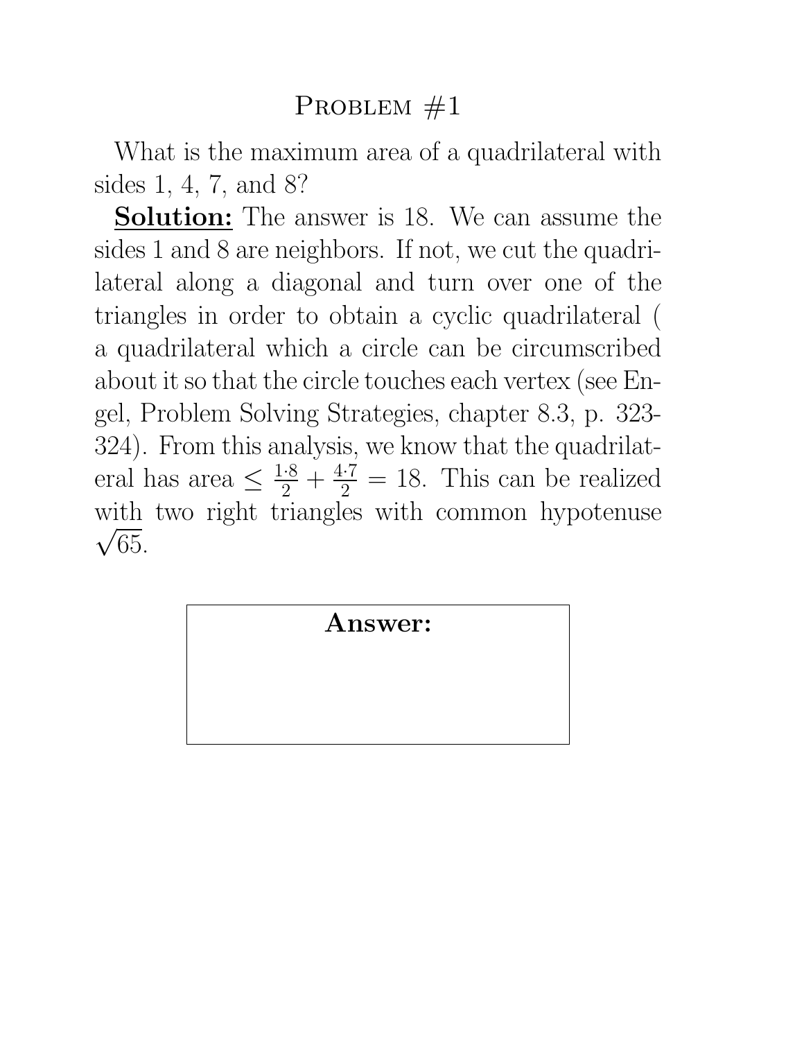# Problem #1

What is the maximum area of a quadrilateral with sides 1, 4, 7, and 8?

**Solution:** The answer is 18. We can assume the sides 1 and 8 are neighbors. If not, we cut the quadrilateral along a diagonal and turn over one of the triangles in order to obtain a cyclic quadrilateral ( a quadrilateral which a circle can be circumscribed about it so that the circle touches each vertex (see Engel, Problem Solving Strategies, chapter 8.3, p. 323-324). From this analysis, we know that the quadrilateral has area $\leq \frac{1 \cdot 8}{2} + \frac{4 \cdot 7}{2} = 18$. This can be realized with two right triangles with common hypotenuse $\sqrt{65}$.

**Answer:**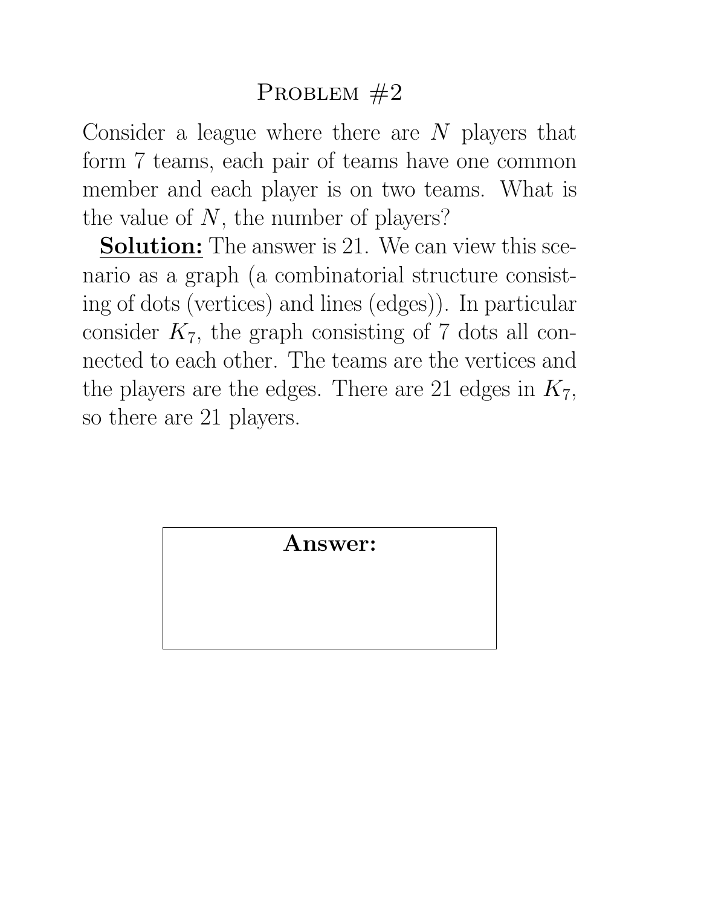# Problem #2

Consider a league where there are $N$ players that form 7 teams, each pair of teams have one common member and each player is on two teams. What is the value of $N$, the number of players?

**<u>Solution:</u>** The answer is 21. We can view this scenario as a graph (a combinatorial structure consisting of dots (vertices) and lines (edges)). In particular consider $K_7$, the graph consisting of 7 dots all connected to each other. The teams are the vertices and the players are the edges. There are 21 edges in $K_7$, so there are 21 players.

| **Answer:** |
|---|
| |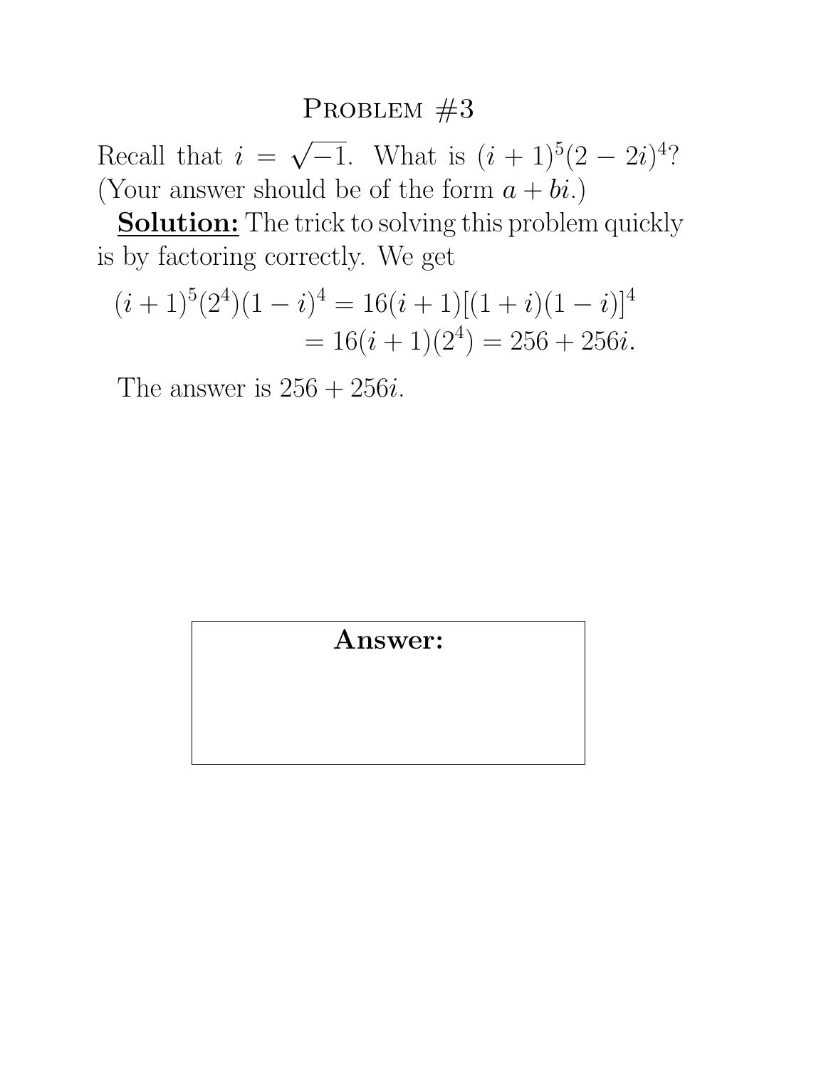# Problem #3

Recall that $i = \sqrt{-1}$. What is $(i+1)^5(2-2i)^4$? (Your answer should be of the form $a + bi$.)

**Solution:** The trick to solving this problem quickly is by factoring correctly. We get

$$\begin{aligned}(i+1)^5(2^4)(1-i)^4 &= 16(i+1)[(1+i)(1-i)]^4 \\ &= 16(i+1)(2^4) = 256 + 256i.\end{aligned}$$

The answer is $256 + 256i$.

**Answer:**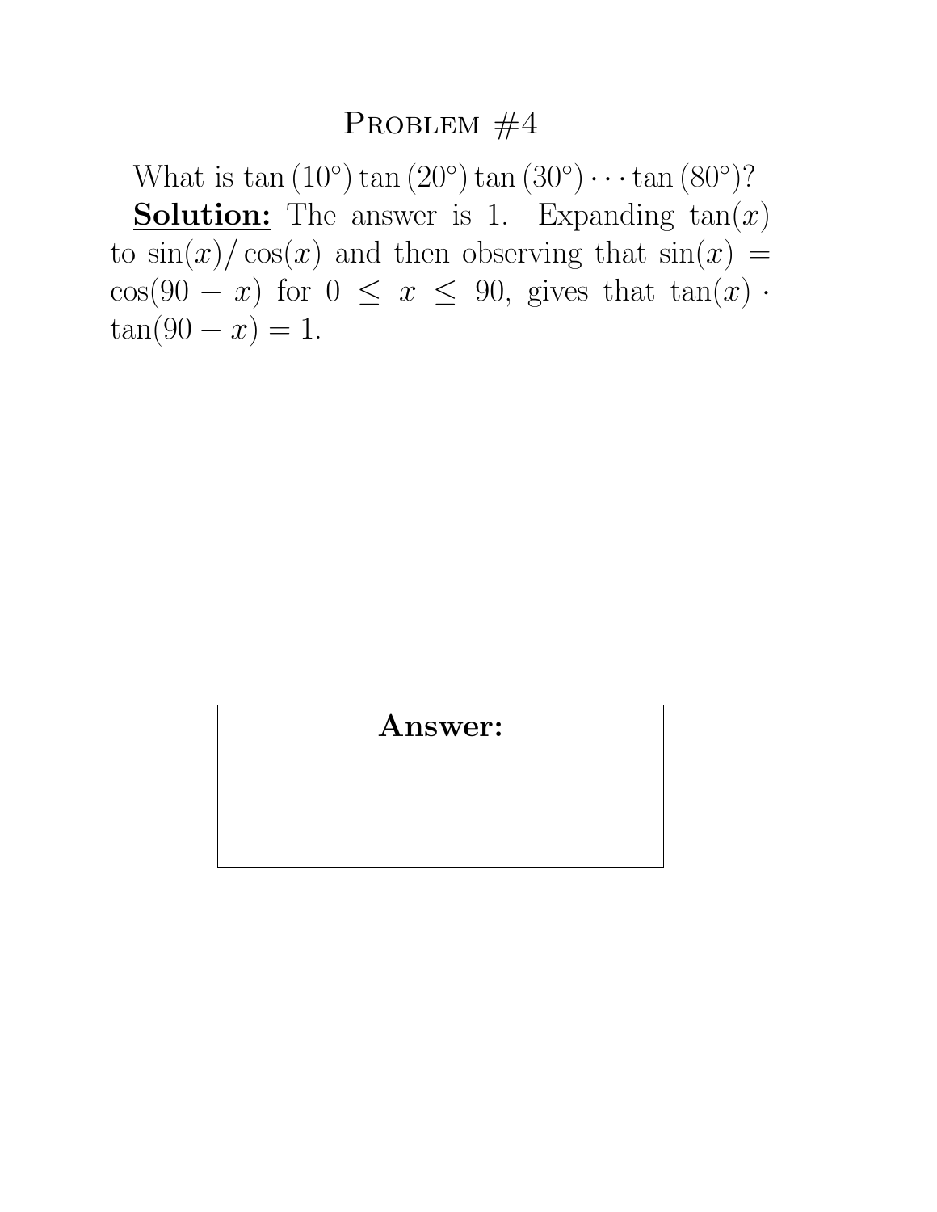# Problem #4

What is $\tan(10°)\tan(20°)\tan(30°)\cdots\tan(80°)$?

**Solution:** The answer is 1. Expanding $\tan(x)$ to $\sin(x)/\cos(x)$ and then observing that $\sin(x) = \cos(90 - x)$ for $0 \leq x \leq 90$, gives that $\tan(x) \cdot \tan(90 - x) = 1$.

| **Answer:** |
| --- |
| |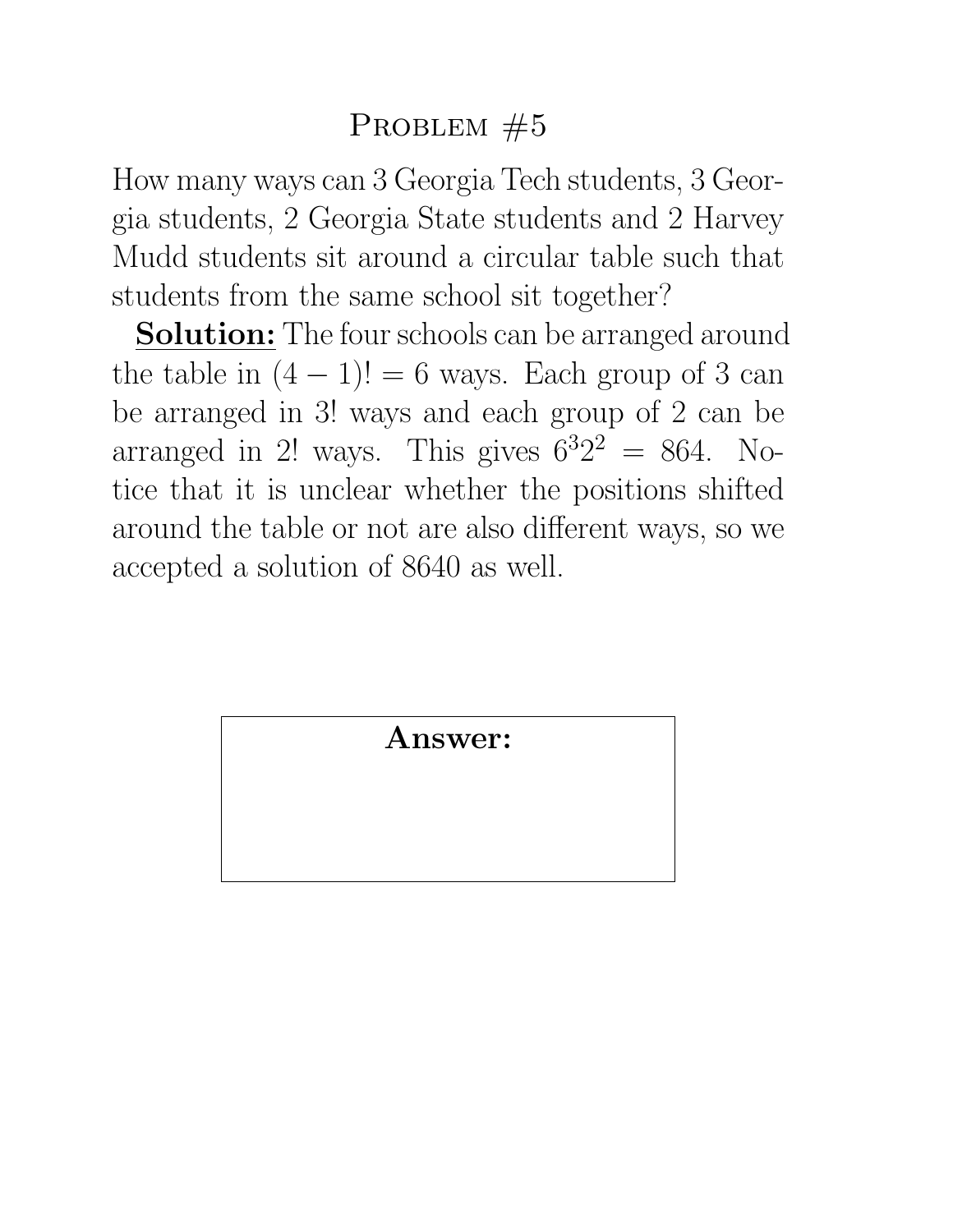# Problem #5

How many ways can 3 Georgia Tech students, 3 Georgia students, 2 Georgia State students and 2 Harvey Mudd students sit around a circular table such that students from the same school sit together?

**Solution:** The four schools can be arranged around the table in $(4-1)! = 6$ ways. Each group of 3 can be arranged in 3! ways and each group of 2 can be arranged in 2! ways. This gives $6^3 2^2 = 864$. Notice that it is unclear whether the positions shifted around the table or not are also different ways, so we accepted a solution of 8640 as well.

**Answer:**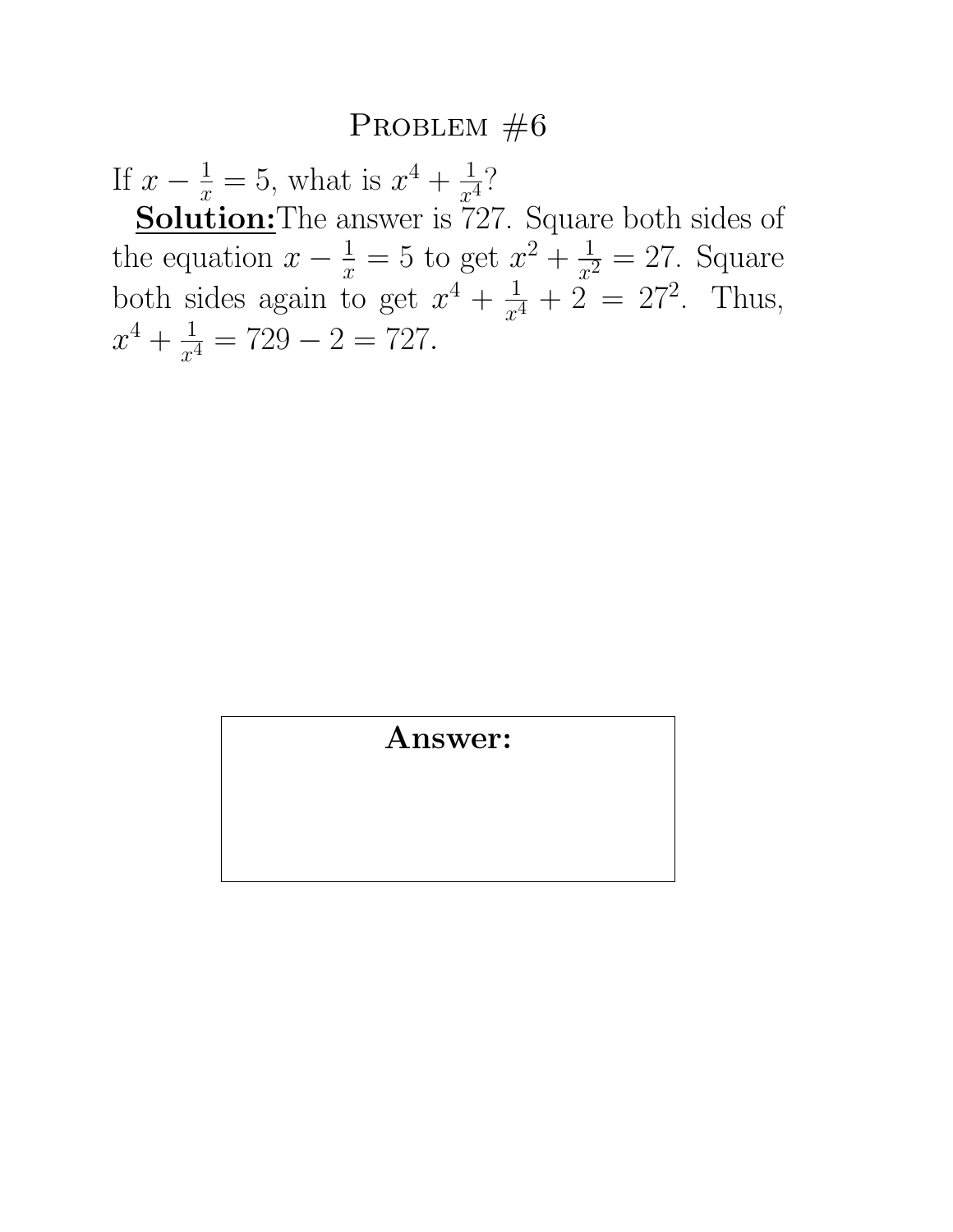# Problem #6

If $x - \frac{1}{x} = 5$, what is $x^4 + \frac{1}{x^4}$?

**Solution:** The answer is 727. Square both sides of the equation $x - \frac{1}{x} = 5$ to get $x^2 + \frac{1}{x^2} = 27$. Square both sides again to get $x^4 + \frac{1}{x^4} + 2 = 27^2$. Thus, $x^4 + \frac{1}{x^4} = 729 - 2 = 727$.

**Answer:**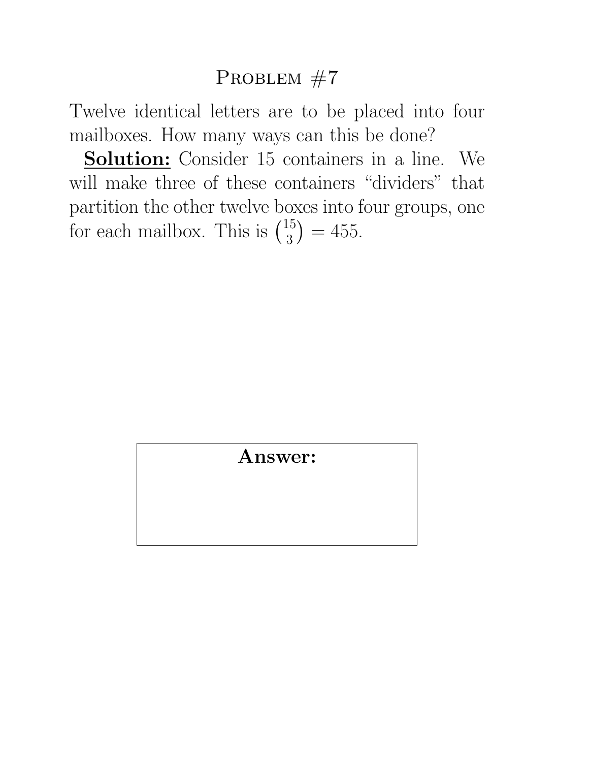# Problem #7

Twelve identical letters are to be placed into four mailboxes. How many ways can this be done?

**Solution:** Consider 15 containers in a line. We will make three of these containers "dividers" that partition the other twelve boxes into four groups, one for each mailbox. This is $\binom{15}{3} = 455$.

**Answer:**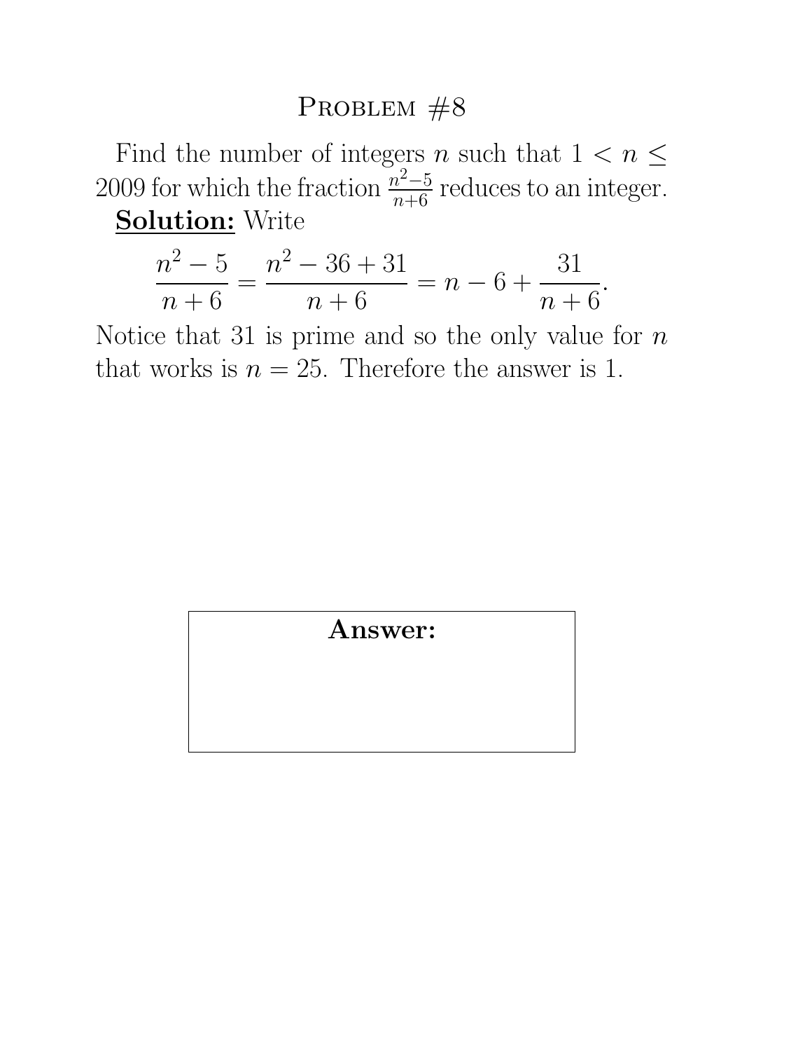## Problem #8

Find the number of integers $n$ such that $1 < n \leq 2009$ for which the fraction $\frac{n^2-5}{n+6}$ reduces to an integer.

**Solution:** Write

$$\frac{n^2 - 5}{n + 6} = \frac{n^2 - 36 + 31}{n + 6} = n - 6 + \frac{31}{n + 6}.$$

Notice that 31 is prime and so the only value for $n$ that works is $n = 25$. Therefore the answer is 1.

**Answer:**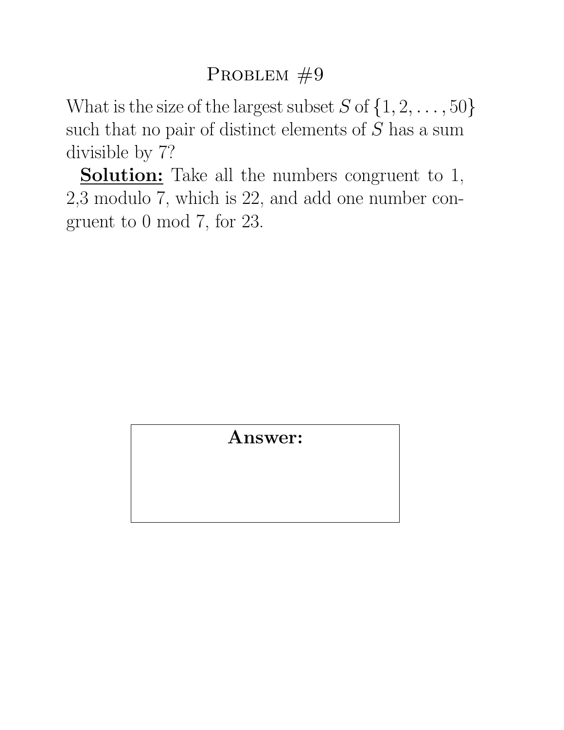# Problem #9

What is the size of the largest subset $S$ of $\{1, 2, \ldots, 50\}$ such that no pair of distinct elements of $S$ has a sum divisible by 7?

**<u>Solution:</u>** Take all the numbers congruent to 1, 2,3 modulo 7, which is 22, and add one number congruent to 0 mod 7, for 23.

**Answer:**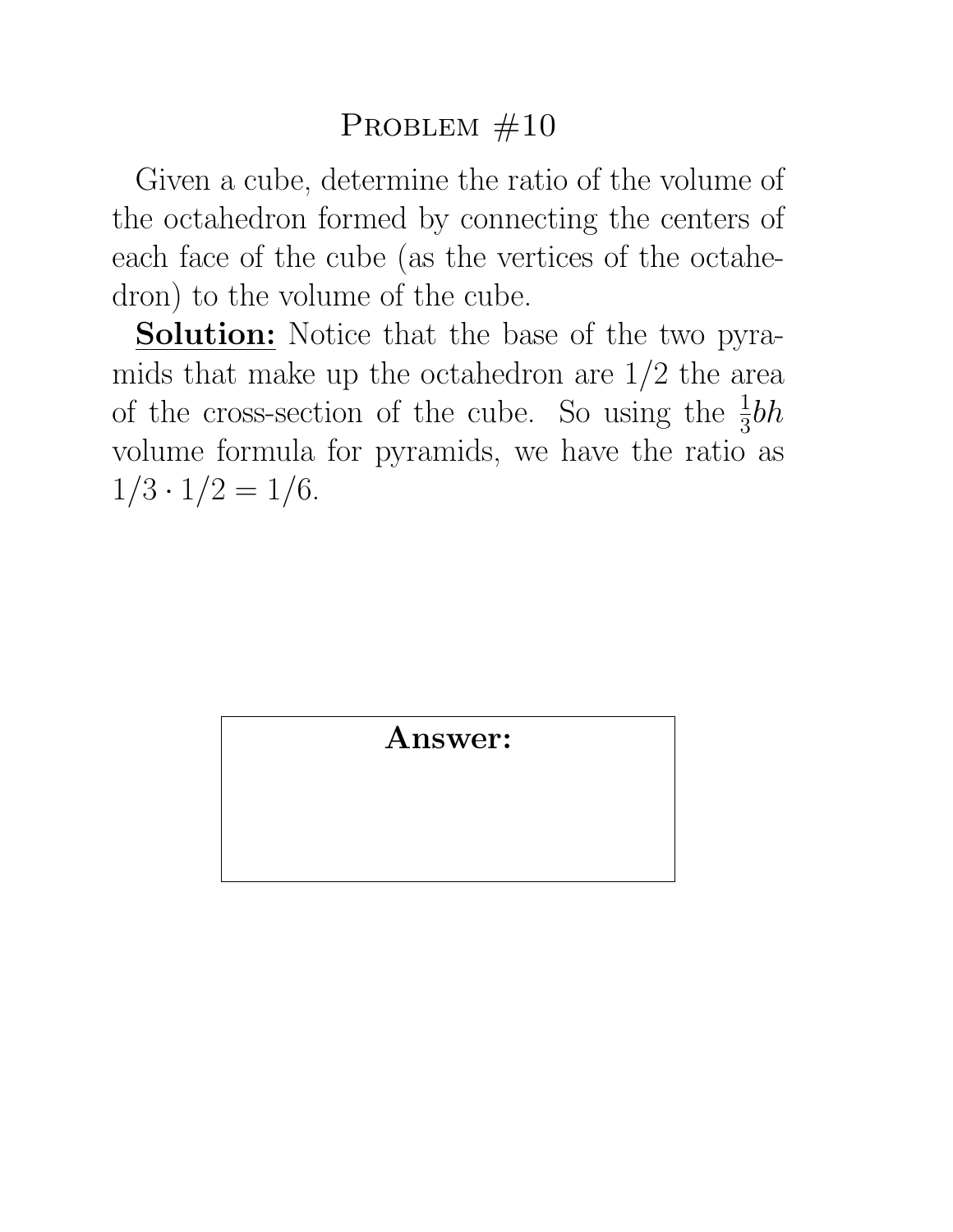# Problem #10

Given a cube, determine the ratio of the volume of the octahedron formed by connecting the centers of each face of the cube (as the vertices of the octahedron) to the volume of the cube.

**<u>Solution:</u>** Notice that the base of the two pyramids that make up the octahedron are $1/2$ the area of the cross-section of the cube. So using the $\frac{1}{3}bh$ volume formula for pyramids, we have the ratio as $1/3 \cdot 1/2 = 1/6$.

**Answer:**